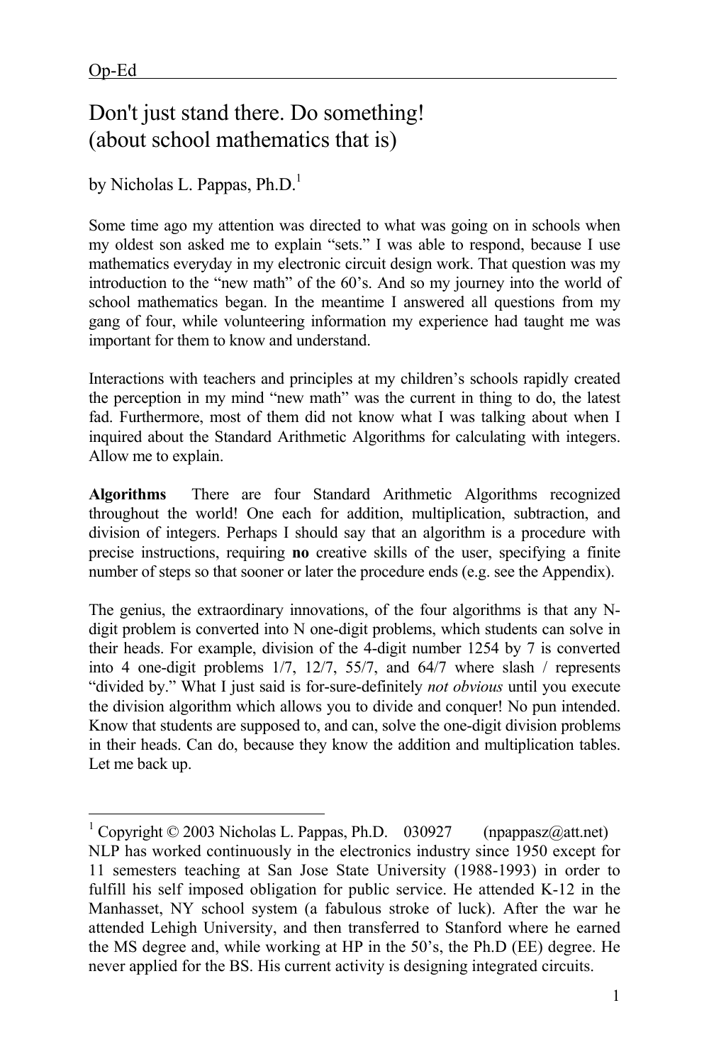Op-Ed

# Don't just stand there. Do something! (about school mathematics that is)

by Nicholas L. Pappas, Ph.D.[1]

Some time ago my attention was directed to what was going on in schools when my oldest son asked me to explain "sets." I was able to respond, because I use mathematics everyday in my electronic circuit design work. That question was my introduction to the "new math" of the 60's. And so my journey into the world of school mathematics began. In the meantime I answered all questions from my gang of four, while volunteering information my experience had taught me was important for them to know and understand.

Interactions with teachers and principles at my children's schools rapidly created the perception in my mind "new math" was the current in thing to do, the latest fad. Furthermore, most of them did not know what I was talking about when I inquired about the Standard Arithmetic Algorithms for calculating with integers. Allow me to explain.

**Algorithms** There are four Standard Arithmetic Algorithms recognized throughout the world! One each for addition, multiplication, subtraction, and division of integers. Perhaps I should say that an algorithm is a procedure with precise instructions, requiring **no** creative skills of the user, specifying a finite number of steps so that sooner or later the procedure ends (e.g. see the Appendix).

The genius, the extraordinary innovations, of the four algorithms is that any N-digit problem is converted into N one-digit problems, which students can solve in their heads. For example, division of the 4-digit number 1254 by 7 is converted into 4 one-digit problems 1/7, 12/7, 55/7, and 64/7 where slash / represents "divided by." What I just said is for-sure-definitely *not obvious* until you execute the division algorithm which allows you to divide and conquer! No pun intended. Know that students are supposed to, and can, solve the one-digit division problems in their heads. Can do, because they know the addition and multiplication tables. Let me back up.

---

[1] Copyright © 2003 Nicholas L. Pappas, Ph.D. 030927 (npappasz@att.net) NLP has worked continuously in the electronics industry since 1950 except for 11 semesters teaching at San Jose State University (1988-1993) in order to fulfill his self imposed obligation for public service. He attended K-12 in the Manhasset, NY school system (a fabulous stroke of luck). After the war he attended Lehigh University, and then transferred to Stanford where he earned the MS degree and, while working at HP in the 50's, the Ph.D (EE) degree. He never applied for the BS. His current activity is designing integrated circuits.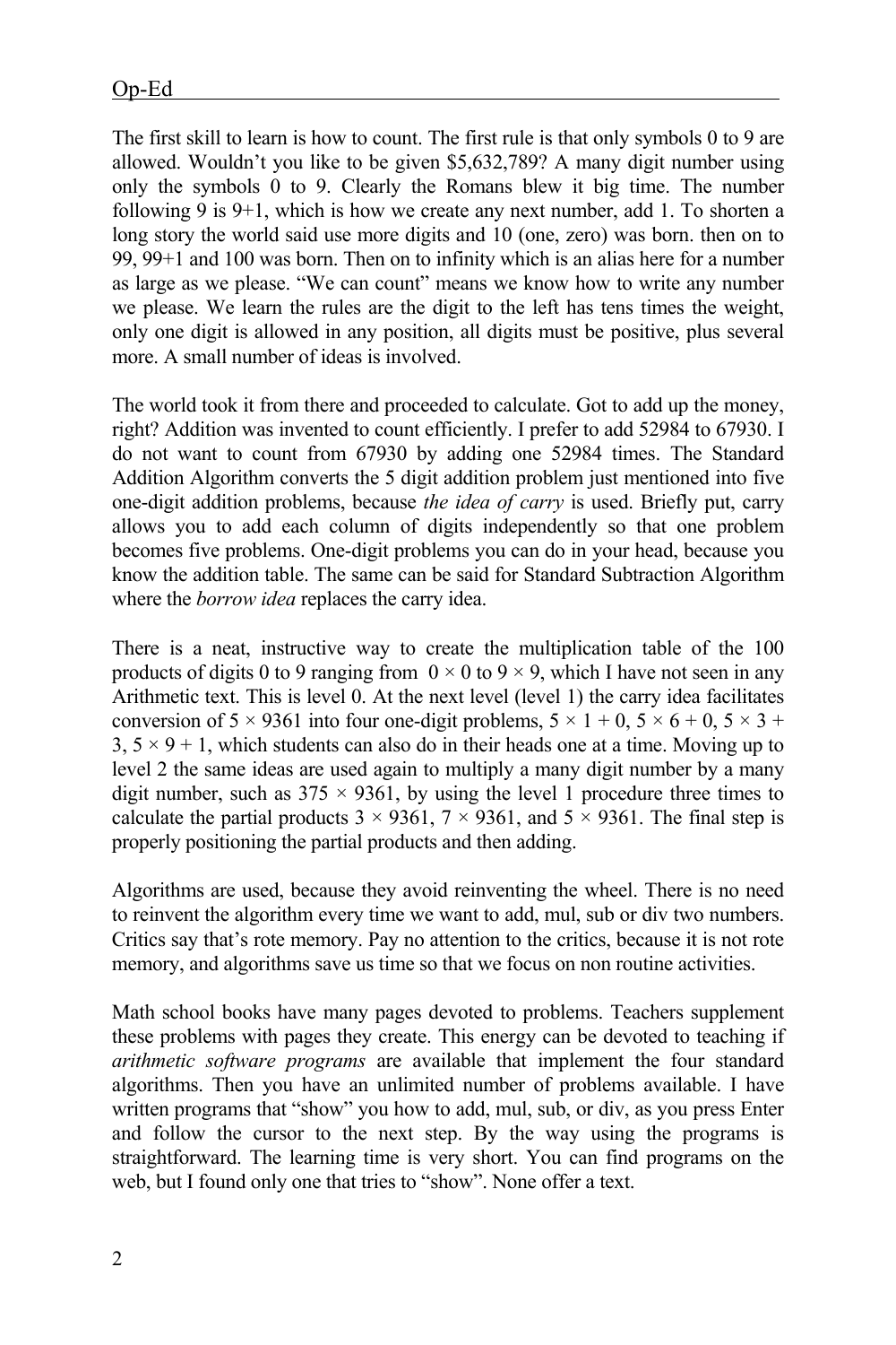The first skill to learn is how to count. The first rule is that only symbols 0 to 9 are allowed. Wouldn't you like to be given $5,632,789? A many digit number using only the symbols 0 to 9. Clearly the Romans blew it big time. The number following 9 is 9+1, which is how we create any next number, add 1. To shorten a long story the world said use more digits and 10 (one, zero) was born. then on to 99, 99+1 and 100 was born. Then on to infinity which is an alias here for a number as large as we please. "We can count" means we know how to write any number we please. We learn the rules are the digit to the left has tens times the weight, only one digit is allowed in any position, all digits must be positive, plus several more. A small number of ideas is involved.

The world took it from there and proceeded to calculate. Got to add up the money, right? Addition was invented to count efficiently. I prefer to add 52984 to 67930. I do not want to count from 67930 by adding one 52984 times. The Standard Addition Algorithm converts the 5 digit addition problem just mentioned into five one-digit addition problems, because *the idea of carry* is used. Briefly put, carry allows you to add each column of digits independently so that one problem becomes five problems. One-digit problems you can do in your head, because you know the addition table. The same can be said for Standard Subtraction Algorithm where the *borrow idea* replaces the carry idea.

There is a neat, instructive way to create the multiplication table of the 100 products of digits 0 to 9 ranging from $0 \times 0$ to $9 \times 9$, which I have not seen in any Arithmetic text. This is level 0. At the next level (level 1) the carry idea facilitates conversion of $5 \times 9361$ into four one-digit problems, $5 \times 1 + 0$, $5 \times 6 + 0$, $5 \times 3 + 3$, $5 \times 9 + 1$, which students can also do in their heads one at a time. Moving up to level 2 the same ideas are used again to multiply a many digit number by a many digit number, such as $375 \times 9361$, by using the level 1 procedure three times to calculate the partial products $3 \times 9361$, $7 \times 9361$, and $5 \times 9361$. The final step is properly positioning the partial products and then adding.

Algorithms are used, because they avoid reinventing the wheel. There is no need to reinvent the algorithm every time we want to add, mul, sub or div two numbers. Critics say that's rote memory. Pay no attention to the critics, because it is not rote memory, and algorithms save us time so that we focus on non routine activities.

Math school books have many pages devoted to problems. Teachers supplement these problems with pages they create. This energy can be devoted to teaching if *arithmetic software programs* are available that implement the four standard algorithms. Then you have an unlimited number of problems available. I have written programs that "show" you how to add, mul, sub, or div, as you press Enter and follow the cursor to the next step. By the way using the programs is straightforward. The learning time is very short. You can find programs on the web, but I found only one that tries to "show". None offer a text.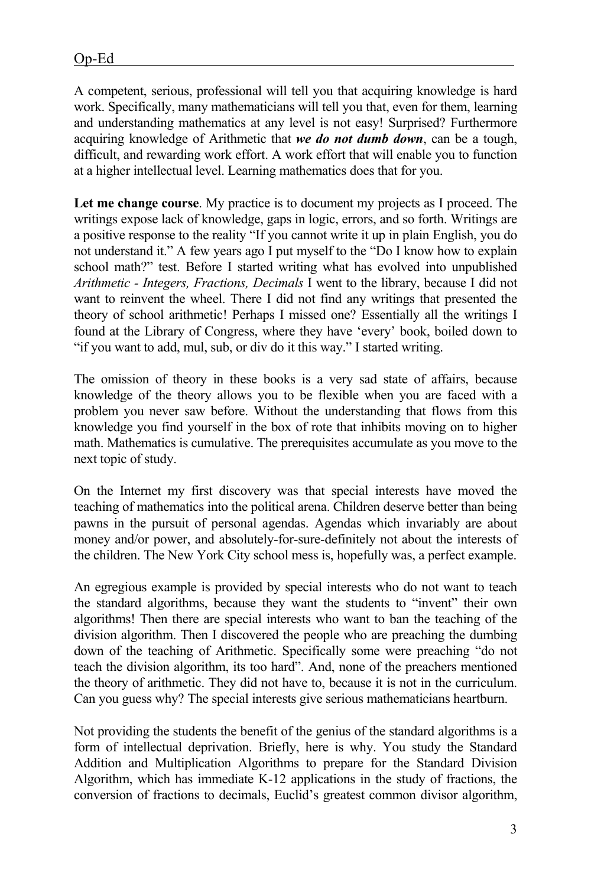Op-Ed

A competent, serious, professional will tell you that acquiring knowledge is hard work. Specifically, many mathematicians will tell you that, even for them, learning and understanding mathematics at any level is not easy! Surprised? Furthermore acquiring knowledge of Arithmetic that ***we do not dumb down***, can be a tough, difficult, and rewarding work effort. A work effort that will enable you to function at a higher intellectual level. Learning mathematics does that for you.

**Let me change course**. My practice is to document my projects as I proceed. The writings expose lack of knowledge, gaps in logic, errors, and so forth. Writings are a positive response to the reality "If you cannot write it up in plain English, you do not understand it." A few years ago I put myself to the "Do I know how to explain school math?" test. Before I started writing what has evolved into unpublished *Arithmetic - Integers, Fractions, Decimals* I went to the library, because I did not want to reinvent the wheel. There I did not find any writings that presented the theory of school arithmetic! Perhaps I missed one? Essentially all the writings I found at the Library of Congress, where they have 'every' book, boiled down to "if you want to add, mul, sub, or div do it this way." I started writing.

The omission of theory in these books is a very sad state of affairs, because knowledge of the theory allows you to be flexible when you are faced with a problem you never saw before. Without the understanding that flows from this knowledge you find yourself in the box of rote that inhibits moving on to higher math. Mathematics is cumulative. The prerequisites accumulate as you move to the next topic of study.

On the Internet my first discovery was that special interests have moved the teaching of mathematics into the political arena. Children deserve better than being pawns in the pursuit of personal agendas. Agendas which invariably are about money and/or power, and absolutely-for-sure-definitely not about the interests of the children. The New York City school mess is, hopefully was, a perfect example.

An egregious example is provided by special interests who do not want to teach the standard algorithms, because they want the students to "invent" their own algorithms! Then there are special interests who want to ban the teaching of the division algorithm. Then I discovered the people who are preaching the dumbing down of the teaching of Arithmetic. Specifically some were preaching "do not teach the division algorithm, its too hard". And, none of the preachers mentioned the theory of arithmetic. They did not have to, because it is not in the curriculum. Can you guess why? The special interests give serious mathematicians heartburn.

Not providing the students the benefit of the genius of the standard algorithms is a form of intellectual deprivation. Briefly, here is why. You study the Standard Addition and Multiplication Algorithms to prepare for the Standard Division Algorithm, which has immediate K-12 applications in the study of fractions, the conversion of fractions to decimals, Euclid's greatest common divisor algorithm,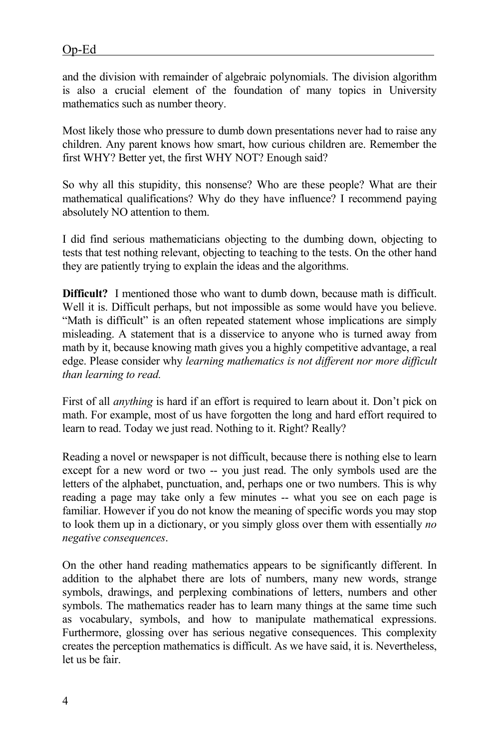and the division with remainder of algebraic polynomials. The division algorithm is also a crucial element of the foundation of many topics in University mathematics such as number theory.

Most likely those who pressure to dumb down presentations never had to raise any children. Any parent knows how smart, how curious children are. Remember the first WHY? Better yet, the first WHY NOT? Enough said?

So why all this stupidity, this nonsense? Who are these people? What are their mathematical qualifications? Why do they have influence? I recommend paying absolutely NO attention to them.

I did find serious mathematicians objecting to the dumbing down, objecting to tests that test nothing relevant, objecting to teaching to the tests. On the other hand they are patiently trying to explain the ideas and the algorithms.

**Difficult?** I mentioned those who want to dumb down, because math is difficult. Well it is. Difficult perhaps, but not impossible as some would have you believe. "Math is difficult" is an often repeated statement whose implications are simply misleading. A statement that is a disservice to anyone who is turned away from math by it, because knowing math gives you a highly competitive advantage, a real edge. Please consider why *learning mathematics is not different nor more difficult than learning to read.*

First of all *anything* is hard if an effort is required to learn about it. Don't pick on math. For example, most of us have forgotten the long and hard effort required to learn to read. Today we just read. Nothing to it. Right? Really?

Reading a novel or newspaper is not difficult, because there is nothing else to learn except for a new word or two -- you just read. The only symbols used are the letters of the alphabet, punctuation, and, perhaps one or two numbers. This is why reading a page may take only a few minutes -- what you see on each page is familiar. However if you do not know the meaning of specific words you may stop to look them up in a dictionary, or you simply gloss over them with essentially *no negative consequences*.

On the other hand reading mathematics appears to be significantly different. In addition to the alphabet there are lots of numbers, many new words, strange symbols, drawings, and perplexing combinations of letters, numbers and other symbols. The mathematics reader has to learn many things at the same time such as vocabulary, symbols, and how to manipulate mathematical expressions. Furthermore, glossing over has serious negative consequences. This complexity creates the perception mathematics is difficult. As we have said, it is. Nevertheless, let us be fair.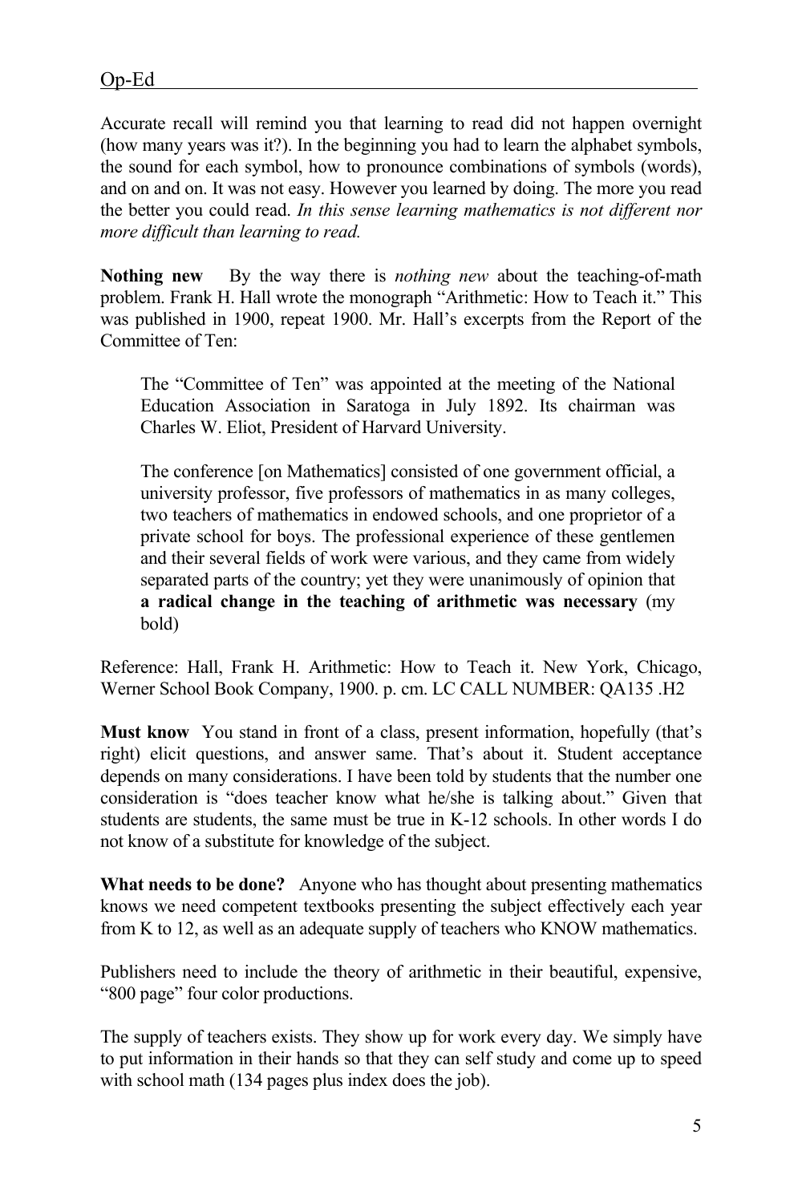Accurate recall will remind you that learning to read did not happen overnight (how many years was it?). In the beginning you had to learn the alphabet symbols, the sound for each symbol, how to pronounce combinations of symbols (words), and on and on. It was not easy. However you learned by doing. The more you read the better you could read. *In this sense learning mathematics is not different nor more difficult than learning to read.*

**Nothing new** By the way there is *nothing new* about the teaching-of-math problem. Frank H. Hall wrote the monograph "Arithmetic: How to Teach it." This was published in 1900, repeat 1900. Mr. Hall's excerpts from the Report of the Committee of Ten:

> The "Committee of Ten" was appointed at the meeting of the National Education Association in Saratoga in July 1892. Its chairman was Charles W. Eliot, President of Harvard University.
>
> The conference [on Mathematics] consisted of one government official, a university professor, five professors of mathematics in as many colleges, two teachers of mathematics in endowed schools, and one proprietor of a private school for boys. The professional experience of these gentlemen and their several fields of work were various, and they came from widely separated parts of the country; yet they were unanimously of opinion that **a radical change in the teaching of arithmetic was necessary** (my bold)

Reference: Hall, Frank H. Arithmetic: How to Teach it. New York, Chicago, Werner School Book Company, 1900. p. cm. LC CALL NUMBER: QA135 .H2

**Must know** You stand in front of a class, present information, hopefully (that's right) elicit questions, and answer same. That's about it. Student acceptance depends on many considerations. I have been told by students that the number one consideration is "does teacher know what he/she is talking about." Given that students are students, the same must be true in K-12 schools. In other words I do not know of a substitute for knowledge of the subject.

**What needs to be done?** Anyone who has thought about presenting mathematics knows we need competent textbooks presenting the subject effectively each year from K to 12, as well as an adequate supply of teachers who KNOW mathematics.

Publishers need to include the theory of arithmetic in their beautiful, expensive, "800 page" four color productions.

The supply of teachers exists. They show up for work every day. We simply have to put information in their hands so that they can self study and come up to speed with school math (134 pages plus index does the job).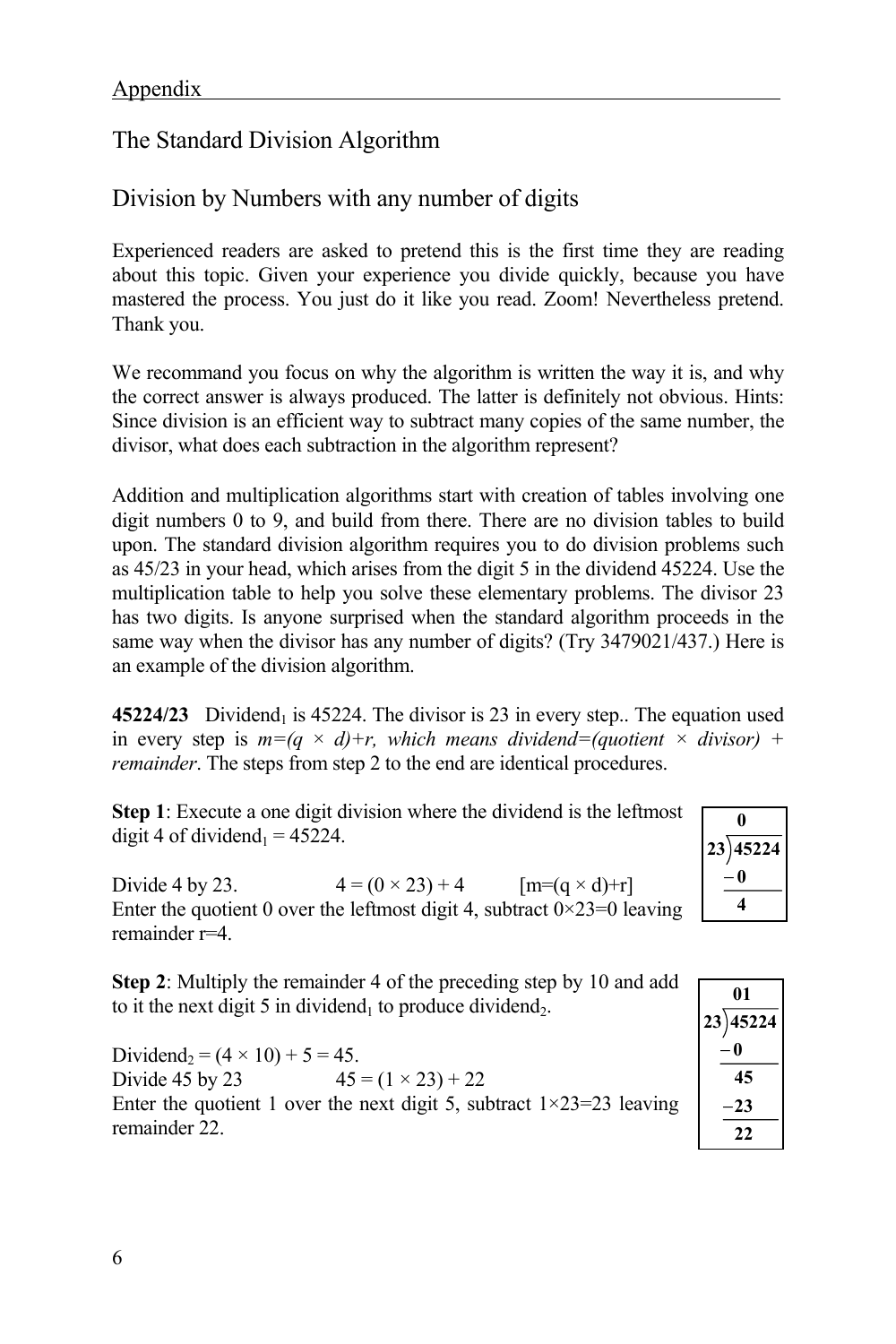## The Standard Division Algorithm

## Division by Numbers with any number of digits

Experienced readers are asked to pretend this is the first time they are reading about this topic. Given your experience you divide quickly, because you have mastered the process. You just do it like you read. Zoom! Nevertheless pretend. Thank you.

We recommand you focus on why the algorithm is written the way it is, and why the correct answer is always produced. The latter is definitely not obvious. Hints: Since division is an efficient way to subtract many copies of the same number, the divisor, what does each subtraction in the algorithm represent?

Addition and multiplication algorithms start with creation of tables involving one digit numbers 0 to 9, and build from there. There are no division tables to build upon. The standard division algorithm requires you to do division problems such as 45/23 in your head, which arises from the digit 5 in the dividend 45224. Use the multiplication table to help you solve these elementary problems. The divisor 23 has two digits. Is anyone surprised when the standard algorithm proceeds in the same way when the divisor has any number of digits? (Try 3479021/437.) Here is an example of the division algorithm.

**45224/23** Dividend$_1$ is 45224. The divisor is 23 in every step.. The equation used in every step is $m=(q \times d)+r$, *which means dividend=(quotient × divisor) + remainder*. The steps from step 2 to the end are identical procedures.

**Step 1**: Execute a one digit division where the dividend is the leftmost digit 4 of dividend$_1$ = 45224.

Divide 4 by 23. $4 = (0 \times 23) + 4$ [$m=(q \times d)+r$]
Enter the quotient 0 over the leftmost digit 4, subtract $0 \times 23 = 0$ leaving remainder $r=4$.

```
     0
23)45224
  -0
   4
```

**Step 2**: Multiply the remainder 4 of the preceding step by 10 and add to it the next digit 5 in dividend$_1$ to produce dividend$_2$.

Dividend$_2$ = $(4 \times 10) + 5 = 45$.
Divide 45 by 23 $45 = (1 \times 23) + 22$
Enter the quotient 1 over the next digit 5, subtract $1 \times 23 = 23$ leaving remainder 22.

```
     01
23)45224
  -0
   45
  -23
   22
```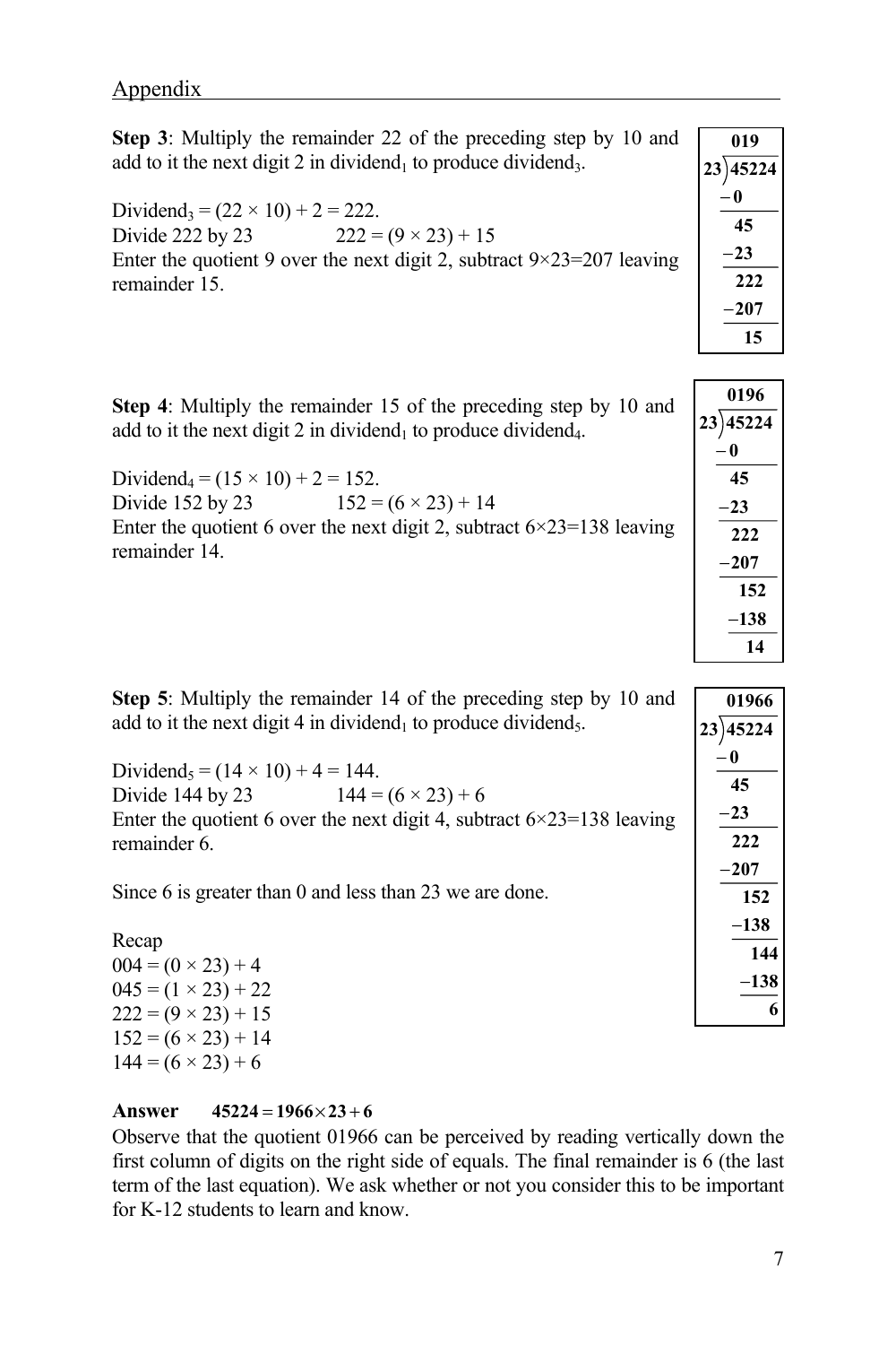Appendix

**Step 3**: Multiply the remainder 22 of the preceding step by 10 and add to it the next digit 2 in $\text{dividend}_1$ to produce $\text{dividend}_3$.

$\text{Dividend}_3 = (22 \times 10) + 2 = 222$.
Divide 222 by 23 $\quad 222 = (9 \times 23) + 15$
Enter the quotient 9 over the next digit 2, subtract $9 \times 23 = 207$ leaving remainder 15.

```
    019
23)45224
  -0
   45
  -23
   222
  -207
     15
```

**Step 4**: Multiply the remainder 15 of the preceding step by 10 and add to it the next digit 2 in $\text{dividend}_1$ to produce $\text{dividend}_4$.

$\text{Dividend}_4 = (15 \times 10) + 2 = 152$.
Divide 152 by 23 $\quad 152 = (6 \times 23) + 14$
Enter the quotient 6 over the next digit 2, subtract $6 \times 23 = 138$ leaving remainder 14.

```
    0196
23)45224
  -0
   45
  -23
   222
  -207
    152
   -138
     14
```

**Step 5**: Multiply the remainder 14 of the preceding step by 10 and add to it the next digit 4 in $\text{dividend}_1$ to produce $\text{dividend}_5$.

$\text{Dividend}_5 = (14 \times 10) + 4 = 144$.
Divide 144 by 23 $\quad 144 = (6 \times 23) + 6$
Enter the quotient 6 over the next digit 4, subtract $6 \times 23 = 138$ leaving remainder 6.

Since 6 is greater than 0 and less than 23 we are done.

```
    01966
23)45224
  -0
   45
  -23
   222
  -207
    152
   -138
     144
    -138
       6
```

Recap
$004 = (0 \times 23) + 4$
$045 = (1 \times 23) + 22$
$222 = (9 \times 23) + 15$
$152 = (6 \times 23) + 14$
$144 = (6 \times 23) + 6$

**Answer** $\quad \mathbf{45224 = 1966 \times 23 + 6}$

Observe that the quotient 01966 can be perceived by reading vertically down the first column of digits on the right side of equals. The final remainder is 6 (the last term of the last equation). We ask whether or not you consider this to be important for K-12 students to learn and know.